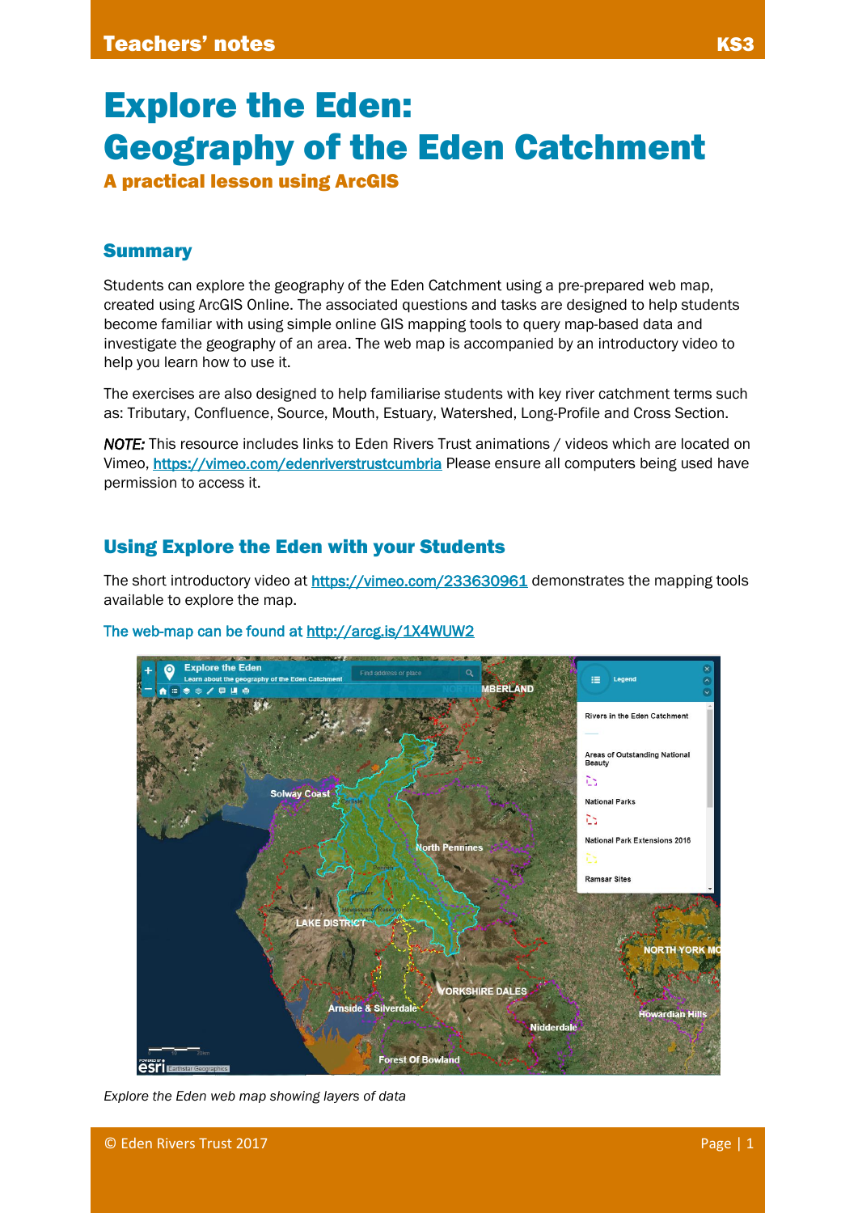# Explore the Eden: Geography of the Eden Catchment

### A practical lesson using ArcGIS

## Summary

Students can explore the geography of the Eden Catchment using a pre-prepared web map, created using ArcGIS Online. The associated questions and tasks are designed to help students become familiar with using simple online GIS mapping tools to query map-based data and investigate the geography of an area. The web map is accompanied by an introductory video to help you learn how to use it.

The exercises are also designed to help familiarise students with key river catchment terms such as: Tributary, Confluence, Source, Mouth, Estuary, Watershed, Long-Profile and Cross Section.

*NOTE:* This resource includes links to Eden Rivers Trust animations / videos which are located on Vimeo, https://vimeo.com/edenriverstrustcumbria Please ensure all computers being used have permission to access it.

## Using Explore the Eden with your Students

The short introductory video at https://vimeo.com/233630961 demonstrates the mapping tools available to explore the map.

The web-map can be found at http://arcg.is/1X4WUW2

*Explore the Eden web map showing layers of data*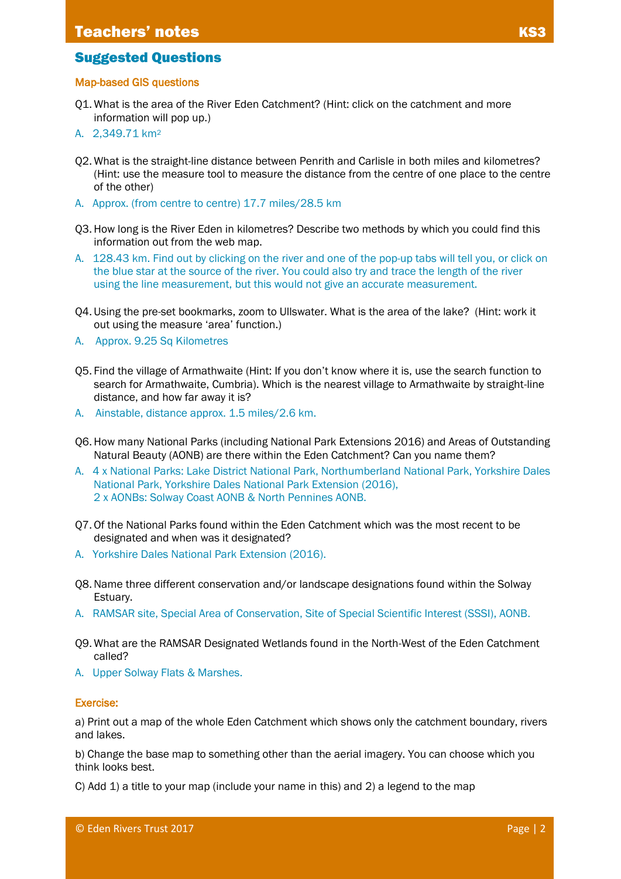## Suggested Questions

### Map-based GIS questions

Q1. What is the area of the River Eden Catchment? (Hint: click on the catchment and more information will pop up.)

A. 2,349.71 km$^2$

Q2. What is the straight-line distance between Penrith and Carlisle in both miles and kilometres? (Hint: use the measure tool to measure the distance from the centre of one place to the centre of the other)

A. Approx. (from centre to centre) 17.7 miles/28.5 km

Q3. How long is the River Eden in kilometres? Describe two methods by which you could find this information out from the web map.

A. 128.43 km. Find out by clicking on the river and one of the pop-up tabs will tell you, or click on the blue star at the source of the river. You could also try and trace the length of the river using the line measurement, but this would not give an accurate measurement.

Q4. Using the pre-set bookmarks, zoom to Ullswater. What is the area of the lake? (Hint: work it out using the measure 'area' function.)

A. Approx. 9.25 Sq Kilometres

Q5. Find the village of Armathwaite (Hint: If you don't know where it is, use the search function to search for Armathwaite, Cumbria). Which is the nearest village to Armathwaite by straight-line distance, and how far away it is?

A. Ainstable, distance approx. 1.5 miles/2.6 km.

Q6. How many National Parks (including National Park Extensions 2016) and Areas of Outstanding Natural Beauty (AONB) are there within the Eden Catchment? Can you name them?

A. 4 x National Parks: Lake District National Park, Northumberland National Park, Yorkshire Dales National Park, Yorkshire Dales National Park Extension (2016),
2 x AONBs: Solway Coast AONB & North Pennines AONB.

Q7. Of the National Parks found within the Eden Catchment which was the most recent to be designated and when was it designated?

A. Yorkshire Dales National Park Extension (2016).

Q8. Name three different conservation and/or landscape designations found within the Solway Estuary.

A. RAMSAR site, Special Area of Conservation, Site of Special Scientific Interest (SSSI), AONB.

Q9. What are the RAMSAR Designated Wetlands found in the North-West of the Eden Catchment called?

A. Upper Solway Flats & Marshes.

### Exercise:

a) Print out a map of the whole Eden Catchment which shows only the catchment boundary, rivers and lakes.

b) Change the base map to something other than the aerial imagery. You can choose which you think looks best.

C) Add 1) a title to your map (include your name in this) and 2) a legend to the map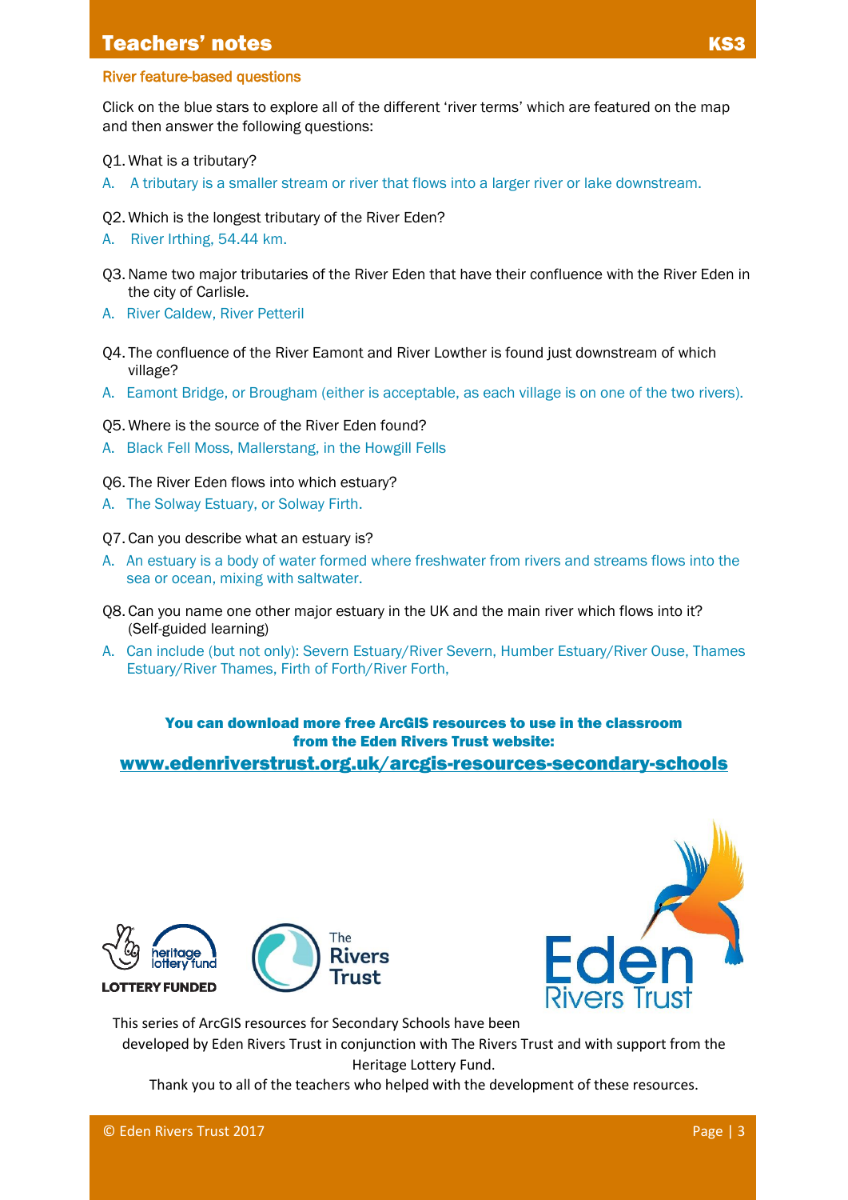# Teachers' notes

KS3

### River feature-based questions

Click on the blue stars to explore all of the different 'river terms' which are featured on the map and then answer the following questions:

Q1. What is a tributary?

A. A tributary is a smaller stream or river that flows into a larger river or lake downstream.

Q2. Which is the longest tributary of the River Eden?

A. River Irthing, 54.44 km.

Q3. Name two major tributaries of the River Eden that have their confluence with the River Eden in the city of Carlisle.

A. River Caldew, River Petteril

Q4. The confluence of the River Eamont and River Lowther is found just downstream of which village?

A. Eamont Bridge, or Brougham (either is acceptable, as each village is on one of the two rivers).

Q5. Where is the source of the River Eden found?

A. Black Fell Moss, Mallerstang, in the Howgill Fells

Q6. The River Eden flows into which estuary?

A. The Solway Estuary, or Solway Firth.

Q7. Can you describe what an estuary is?

A. An estuary is a body of water formed where freshwater from rivers and streams flows into the sea or ocean, mixing with saltwater.

Q8. Can you name one other major estuary in the UK and the main river which flows into it? (Self-guided learning)

A. Can include (but not only): Severn Estuary/River Severn, Humber Estuary/River Ouse, Thames Estuary/River Thames, Firth of Forth/River Forth,

**You can download more free ArcGIS resources to use in the classroom from the Eden Rivers Trust website:**

**www.edenriverstrust.org.uk/arcgis-resources-secondary-schools**

heritage lottery fund

LOTTERY FUNDED

The Rivers Trust

Eden Rivers Trust

This series of ArcGIS resources for Secondary Schools have been developed by Eden Rivers Trust in conjunction with The Rivers Trust and with support from the Heritage Lottery Fund.

Thank you to all of the teachers who helped with the development of these resources.

© Eden Rivers Trust 2017